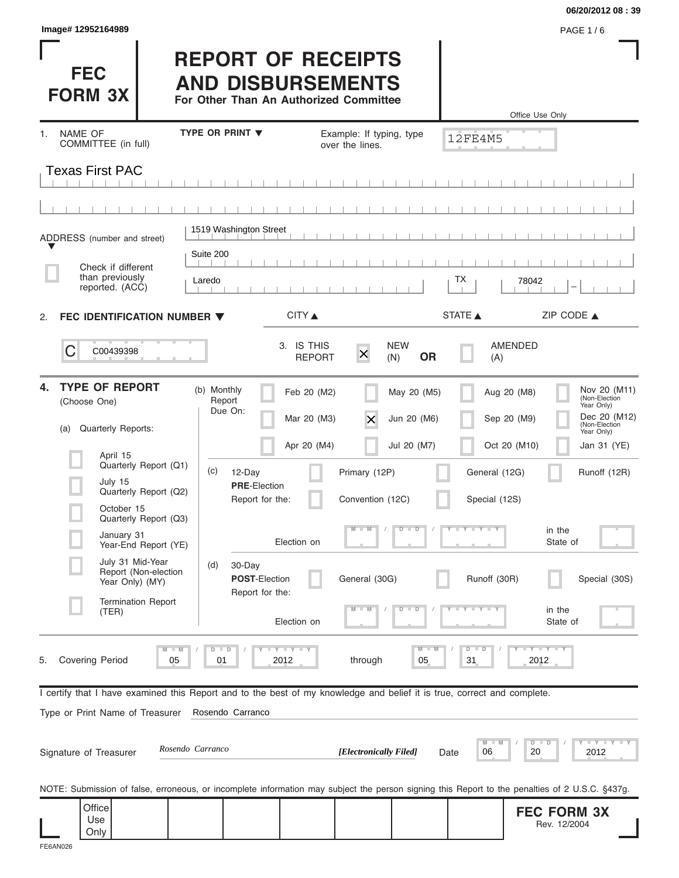06/20/2012 08 : 39

Image# 12952164989

# FEC FORM 3X

# REPORT OF RECEIPTS AND DISBURSEMENTS

**For Other Than An Authorized Committee**

Office Use Only

12FE4M5

1. NAME OF COMMITTEE (in full) — TYPE OR PRINT ▼ — Example: If typing, type over the lines.

Texas First PAC

ADDRESS (number and street)

1519 Washington Street

Suite 200

Laredo | TX | 78042

CITY ▲ STATE ▲ ZIP CODE ▲

☐ Check if different than previously reported. (ACC)

2. **FEC IDENTIFICATION NUMBER ▼**

C00439398

3. IS THIS REPORT ☒ NEW (N) **OR** ☐ AMENDED (A)

4. **TYPE OF REPORT** (Choose One)

(a) Quarterly Reports:

- ☐ April 15 Quarterly Report (Q1)
- ☐ July 15 Quarterly Report (Q2)
- ☐ October 15 Quarterly Report (Q3)
- ☐ January 31 Year-End Report (YE)
- ☐ July 31 Mid-Year Report (Non-election Year Only) (MY)
- ☐ Termination Report (TER)

(b) Monthly Report Due On:

- ☐ Feb 20 (M2)
- ☐ Mar 20 (M3)
- ☐ Apr 20 (M4)
- ☐ May 20 (M5)
- ☒ Jun 20 (M6)
- ☐ Jul 20 (M7)
- ☐ Aug 20 (M8)
- ☐ Sep 20 (M9)
- ☐ Oct 20 (M10)
- ☐ Nov 20 (M11) (Non-Election Year Only)
- ☐ Dec 20 (M12) (Non-Election Year Only)
- ☐ Jan 31 (YE)

(c) 12-Day **PRE**-Election Report for the:

- ☐ Primary (12P)
- ☐ General (12G)
- ☐ Runoff (12R)
- ☐ Convention (12C)
- ☐ Special (12S)

Election on MM / DD / YYYY in the State of

(d) 30-Day **POST**-Election Report for the:

- ☐ General (30G)
- ☐ Runoff (30R)
- ☐ Special (30S)

Election on MM / DD / YYYY in the State of

5. Covering Period 05 / 01 / 2012 through 05 / 31 / 2012

I certify that I have examined this Report and to the best of my knowledge and belief it is true, correct and complete.

Type or Print Name of Treasurer: Rosendo Carranco

Signature of Treasurer: *Rosendo Carranco* ***[Electronically Filed]*** Date 06 / 20 / 2012

NOTE: Submission of false, erroneous, or incomplete information may subject the person signing this Report to the penalties of 2 U.S.C. §437g.

Office Use Only

**FEC FORM 3X**
Rev. 12/2004

FE6AN026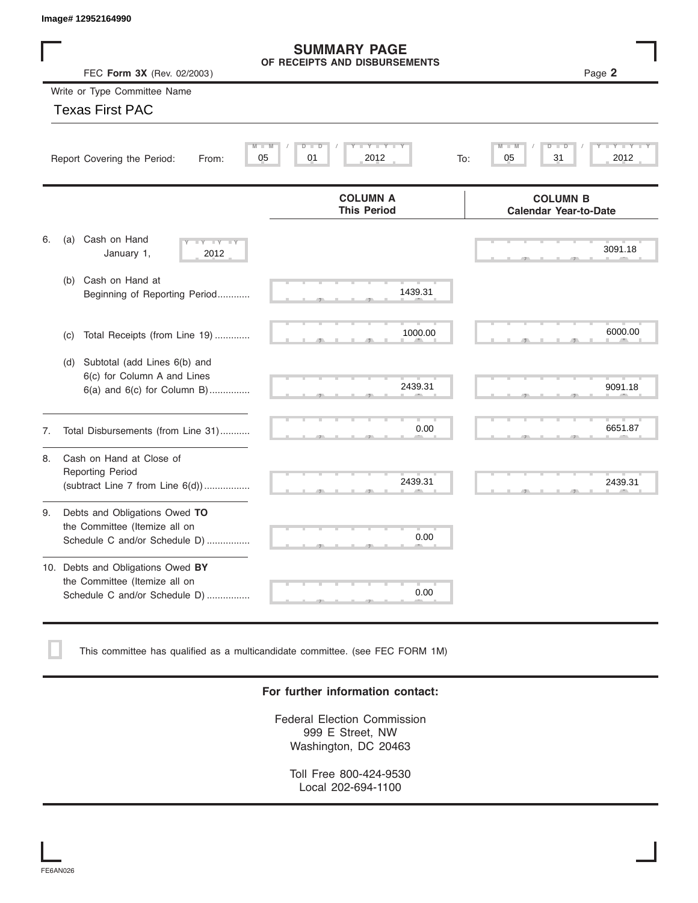Image# 12952164990

# SUMMARY PAGE
## OF RECEIPTS AND DISBURSEMENTS

FEC **Form 3X** (Rev. 02/2003)

Write or Type Committee Name

Texas First PAC

Report Covering the Period: From: 05 / 01 / 2012 To: 05 / 31 / 2012

| | COLUMN A This Period | COLUMN B Calendar Year-to-Date |
|---|---|---|
| 6. (a) Cash on Hand January 1, 2012 | | 3091.18 |
| (b) Cash on Hand at Beginning of Reporting Period | 1439.31 | |
| (c) Total Receipts (from Line 19) | 1000.00 | 6000.00 |
| (d) Subtotal (add Lines 6(b) and 6(c) for Column A and Lines 6(a) and 6(c) for Column B) | 2439.31 | 9091.18 |
| 7. Total Disbursements (from Line 31) | 0.00 | 6651.87 |
| 8. Cash on Hand at Close of Reporting Period (subtract Line 7 from Line 6(d)) | 2439.31 | 2439.31 |
| 9. Debts and Obligations Owed **TO** the Committee (Itemize all on Schedule C and/or Schedule D) | 0.00 | |
| 10. Debts and Obligations Owed **BY** the Committee (Itemize all on Schedule C and/or Schedule D) | 0.00 | |

☐ This committee has qualified as a multicandidate committee. (see FEC FORM 1M)

**For further information contact:**

Federal Election Commission
999 E Street, NW
Washington, DC 20463

Toll Free 800-424-9530
Local 202-694-1100

FE6AN026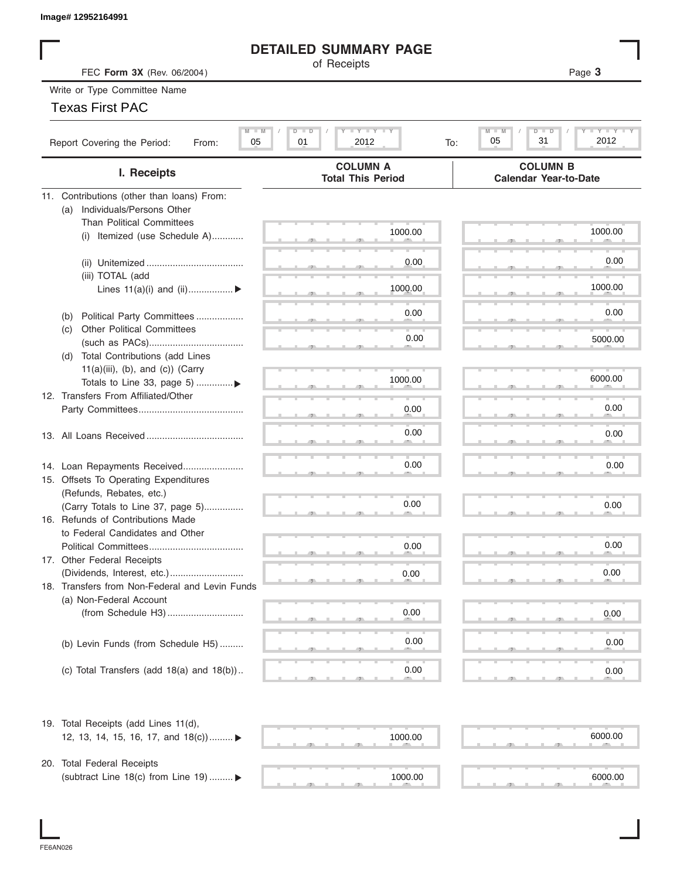Image# 12952164991

# DETAILED SUMMARY PAGE

of Receipts

FEC **Form 3X** (Rev. 06/2004)

Write or Type Committee Name

Texas First PAC

Report Covering the Period: From: 05 / 01 / 2012 To: 05 / 31 / 2012

| I. Receipts | COLUMN A Total This Period | COLUMN B Calendar Year-to-Date |
|---|---|---|
| 11. Contributions (other than loans) From: | | |
| (a) Individuals/Persons Other Than Political Committees | | |
| (i) Itemized (use Schedule A) | 1000.00 | 1000.00 |
| (ii) Unitemized | 0.00 | 0.00 |
| (iii) TOTAL (add Lines 11(a)(i) and (ii)) | 1000.00 | 1000.00 |
| (b) Political Party Committees | 0.00 | 0.00 |
| (c) Other Political Committees (such as PACs) | 0.00 | 5000.00 |
| (d) Total Contributions (add Lines 11(a)(iii), (b), and (c)) (Carry Totals to Line 33, page 5) | 1000.00 | 6000.00 |
| 12. Transfers From Affiliated/Other Party Committees | 0.00 | 0.00 |
| 13. All Loans Received | 0.00 | 0.00 |
| 14. Loan Repayments Received | 0.00 | 0.00 |
| 15. Offsets To Operating Expenditures (Refunds, Rebates, etc.) (Carry Totals to Line 37, page 5) | 0.00 | 0.00 |
| 16. Refunds of Contributions Made to Federal Candidates and Other Political Committees | 0.00 | 0.00 |
| 17. Other Federal Receipts (Dividends, Interest, etc.) | 0.00 | 0.00 |
| 18. Transfers from Non-Federal and Levin Funds | | |
| (a) Non-Federal Account (from Schedule H3) | 0.00 | 0.00 |
| (b) Levin Funds (from Schedule H5) | 0.00 | 0.00 |
| (c) Total Transfers (add 18(a) and 18(b)) | 0.00 | 0.00 |
| 19. Total Receipts (add Lines 11(d), 12, 13, 14, 15, 16, 17, and 18(c)) | 1000.00 | 6000.00 |
| 20. Total Federal Receipts (subtract Line 18(c) from Line 19) | 1000.00 | 6000.00 |

FE6AN026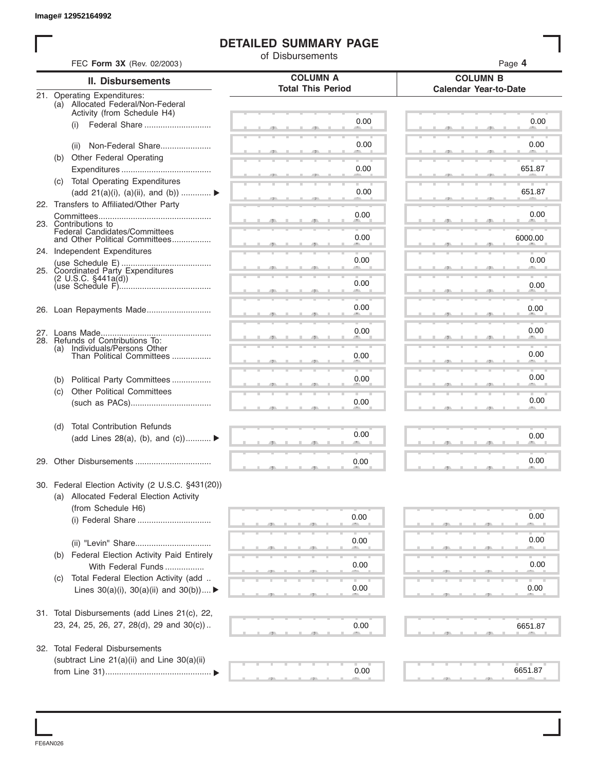Image# 12952164992

# DETAILED SUMMARY PAGE

of Disbursements

FEC **Form 3X** (Rev. 02/2003)

| II. Disbursements | COLUMN A Total This Period | COLUMN B Calendar Year-to-Date |
|---|---|---|
| 21. Operating Expenditures: | | |
| (a) Allocated Federal/Non-Federal Activity (from Schedule H4) | | |
| (i) Federal Share | 0.00 | 0.00 |
| (ii) Non-Federal Share | 0.00 | 0.00 |
| (b) Other Federal Operating Expenditures | 0.00 | 651.87 |
| (c) Total Operating Expenditures (add 21(a)(i), (a)(ii), and (b)) ▶ | 0.00 | 651.87 |
| 22. Transfers to Affiliated/Other Party Committees | 0.00 | 0.00 |
| 23. Contributions to Federal Candidates/Committees and Other Political Committees | 0.00 | 6000.00 |
| 24. Independent Expenditures (use Schedule E) | 0.00 | 0.00 |
| 25. Coordinated Party Expenditures (2 U.S.C. §441a(d)) (use Schedule F) | 0.00 | 0.00 |
| 26. Loan Repayments Made | 0.00 | 0.00 |
| 27. Loans Made | 0.00 | 0.00 |
| 28. Refunds of Contributions To: | | |
| (a) Individuals/Persons Other Than Political Committees | 0.00 | 0.00 |
| (b) Political Party Committees | 0.00 | 0.00 |
| (c) Other Political Committees (such as PACs) | 0.00 | 0.00 |
| (d) Total Contribution Refunds (add Lines 28(a), (b), and (c)) ▶ | 0.00 | 0.00 |
| 29. Other Disbursements | 0.00 | 0.00 |
| 30. Federal Election Activity (2 U.S.C. §431(20)) | | |
| (a) Allocated Federal Election Activity (from Schedule H6) | | |
| (i) Federal Share | 0.00 | 0.00 |
| (ii) "Levin" Share | 0.00 | 0.00 |
| (b) Federal Election Activity Paid Entirely With Federal Funds | 0.00 | 0.00 |
| (c) Total Federal Election Activity (add Lines 30(a)(i), 30(a)(ii) and 30(b)) ▶ | 0.00 | 0.00 |
| 31. Total Disbursements (add Lines 21(c), 22, 23, 24, 25, 26, 27, 28(d), 29 and 30(c)) | 0.00 | 6651.87 |
| 32. Total Federal Disbursements (subtract Line 21(a)(ii) and Line 30(a)(ii) from Line 31) ▶ | 0.00 | 6651.87 |

FE6AN026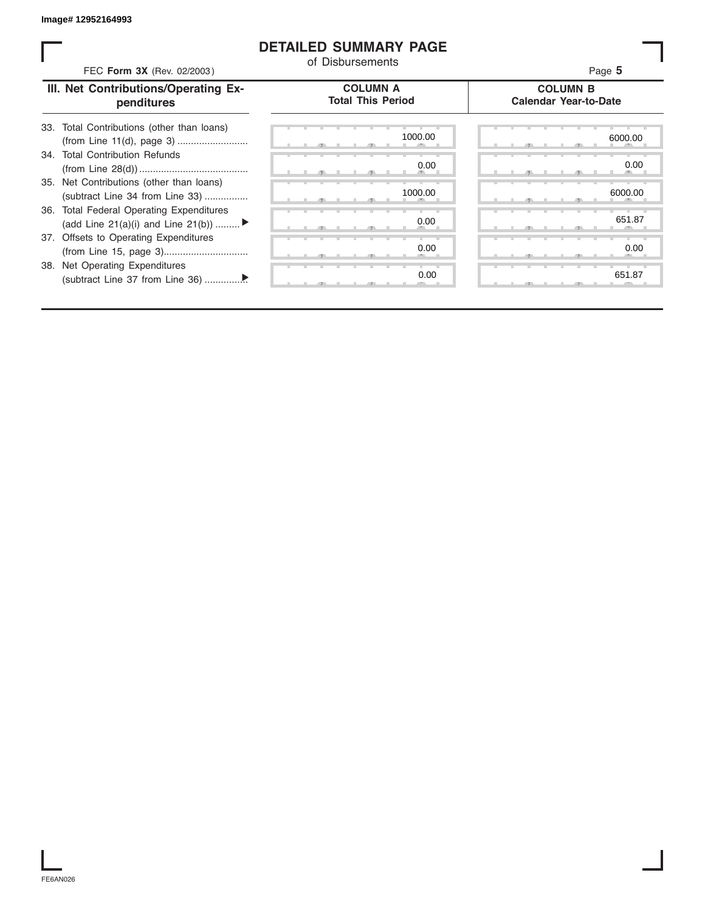Image# 12952164993

# DETAILED SUMMARY PAGE

of Disbursements

FEC **Form 3X** (Rev. 02/2003)

| III. Net Contributions/Operating Expenditures | COLUMN A Total This Period | COLUMN B Calendar Year-to-Date |
|---|---|---|
| 33. Total Contributions (other than loans) (from Line 11(d), page 3) .......................... | 1000.00 | 6000.00 |
| 34. Total Contribution Refunds (from Line 28(d)) ........................................ | 0.00 | 0.00 |
| 35. Net Contributions (other than loans) (subtract Line 34 from Line 33) ................ | 1000.00 | 6000.00 |
| 36. Total Federal Operating Expenditures (add Line 21(a)(i) and Line 21(b)) ......... ▶ | 0.00 | 651.87 |
| 37. Offsets to Operating Expenditures (from Line 15, page 3)............................... | 0.00 | 0.00 |
| 38. Net Operating Expenditures (subtract Line 37 from Line 36) ...............▶ | 0.00 | 651.87 |

FE6AN026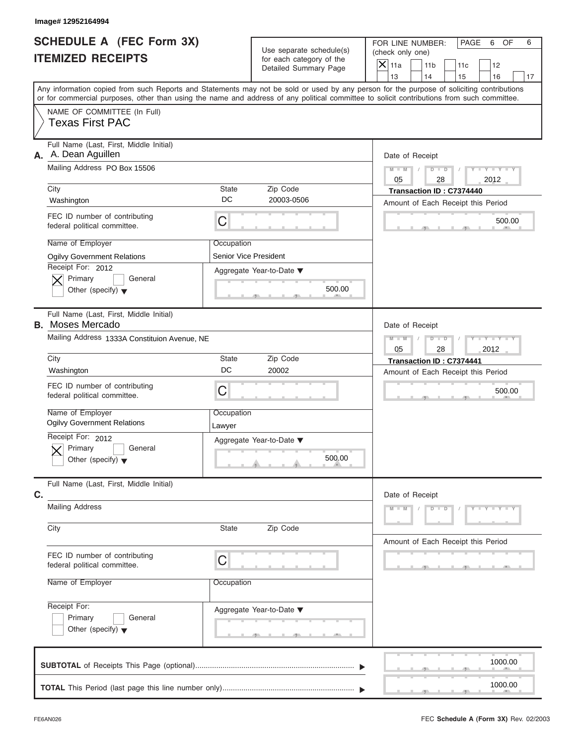Image# 12952164994

# SCHEDULE A (FEC Form 3X)
# ITEMIZED RECEIPTS

Use separate schedule(s) for each category of the Detailed Summary Page

FOR LINE NUMBER: (check only one)

[X] 11a [ ] 11b [ ] 11c [ ] 12 [ ] 13 [ ] 14 [ ] 15 [ ] 16 [ ] 17

PAGE 6 OF 6

Any information copied from such Reports and Statements may not be sold or used by any person for the purpose of soliciting contributions or for commercial purposes, other than using the name and address of any political committee to solicit contributions from such committee.

NAME OF COMMITTEE (In Full)
Texas First PAC

**A.** Full Name (Last, First, Middle Initial): A. Dean Aguillen

Mailing Address: PO Box 15506

City: Washington
State: DC
Zip Code: 20003-0506

FEC ID number of contributing federal political committee: C

Name of Employer: Ogilvy Government Relations
Occupation: Senior Vice President

Receipt For: 2012
[X] Primary [ ] General
[ ] Other (specify)

Aggregate Year-to-Date: 500.00

Date of Receipt: 05 / 28 / 2012
Transaction ID : C7374440
Amount of Each Receipt this Period: 500.00

**B.** Full Name (Last, First, Middle Initial): Moses Mercado

Mailing Address: 1333A Constituion Avenue, NE

City: Washington
State: DC
Zip Code: 20002

FEC ID number of contributing federal political committee: C

Name of Employer: Ogilvy Government Relations
Occupation: Lawyer

Receipt For: 2012
[X] Primary [ ] General
[ ] Other (specify)

Aggregate Year-to-Date: 500.00

Date of Receipt: 05 / 28 / 2012
Transaction ID : C7374441
Amount of Each Receipt this Period: 500.00

**C.** Full Name (Last, First, Middle Initial):

Mailing Address:

City: State: Zip Code:

FEC ID number of contributing federal political committee: C

Name of Employer:
Occupation:

Receipt For:
[ ] Primary [ ] General
[ ] Other (specify)

Aggregate Year-to-Date:

Date of Receipt: M M / D D / Y Y Y Y
Amount of Each Receipt this Period:

**SUBTOTAL** of Receipts This Page (optional): 1000.00

**TOTAL** This Period (last page this line number only): 1000.00

FE6AN026

FEC **Schedule A** (Form 3X) Rev. 02/2003